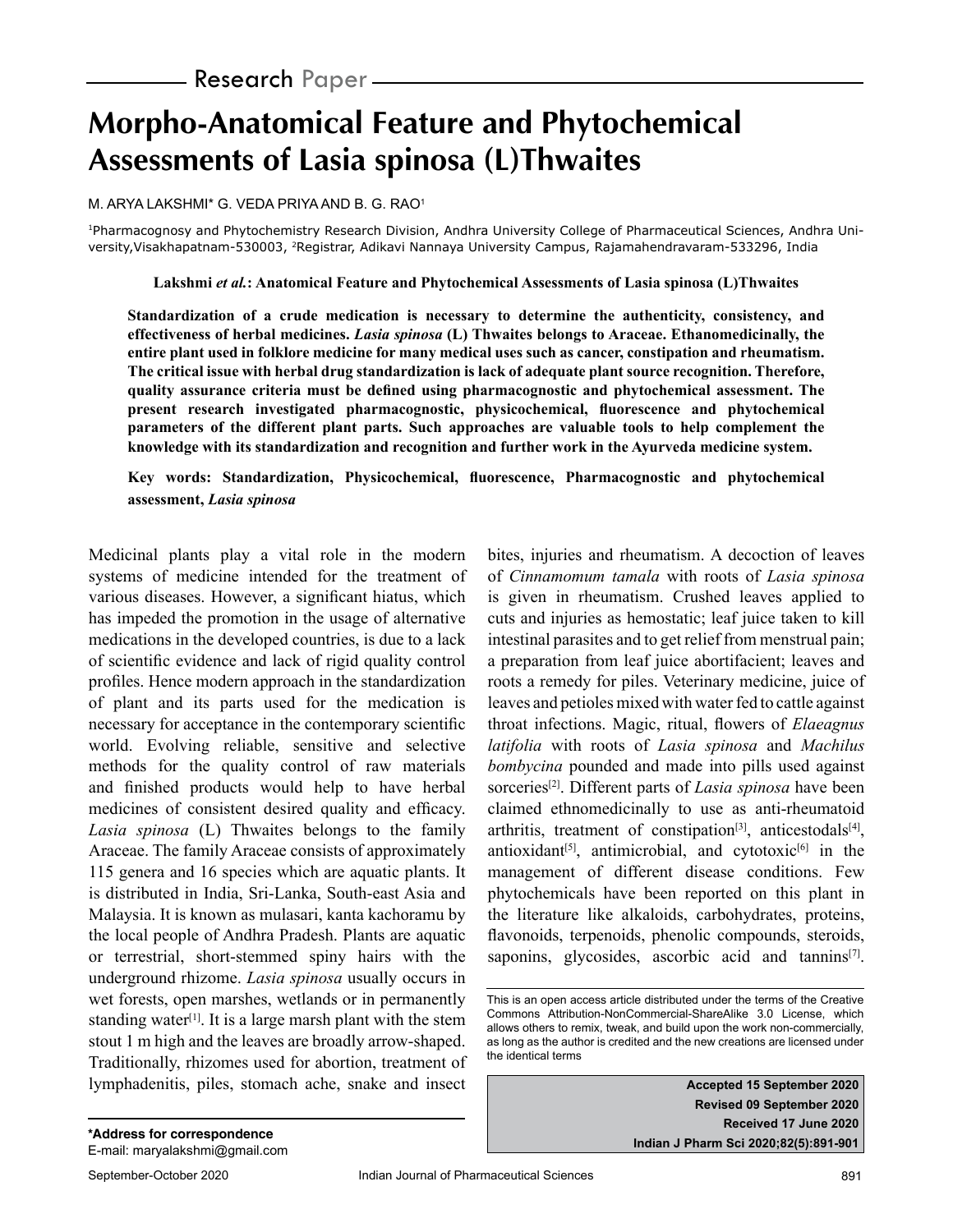Research Paper

# Morpho-Anatomical Feature and Phytochemical Assessments of Lasia spinosa (L)Thwaites

M. ARYA LAKSHMI* G. VEDA PRIYA AND B. G. RAO[1]

[1]Pharmacognosy and Phytochemistry Research Division, Andhra University College of Pharmaceutical Sciences, Andhra University,Visakhapatnam-530003, [2]Registrar, Adikavi Nannaya University Campus, Rajamahendravaram-533296, India

**Lakshmi *et al.*: Anatomical Feature and Phytochemical Assessments of Lasia spinosa (L)Thwaites**

**Standardization of a crude medication is necessary to determine the authenticity, consistency, and effectiveness of herbal medicines. *Lasia spinosa* (L) Thwaites belongs to Araceae. Ethanomedicinally, the entire plant used in folklore medicine for many medical uses such as cancer, constipation and rheumatism. The critical issue with herbal drug standardization is lack of adequate plant source recognition. Therefore, quality assurance criteria must be defined using pharmacognostic and phytochemical assessment. The present research investigated pharmacognostic, physicochemical, fluorescence and phytochemical parameters of the different plant parts. Such approaches are valuable tools to help complement the knowledge with its standardization and recognition and further work in the Ayurveda medicine system.**

**Key words: Standardization, Physicochemical, fluorescence, Pharmacognostic and phytochemical assessment, *Lasia spinosa***

Medicinal plants play a vital role in the modern systems of medicine intended for the treatment of various diseases. However, a significant hiatus, which has impeded the promotion in the usage of alternative medications in the developed countries, is due to a lack of scientific evidence and lack of rigid quality control profiles. Hence modern approach in the standardization of plant and its parts used for the medication is necessary for acceptance in the contemporary scientific world. Evolving reliable, sensitive and selective methods for the quality control of raw materials and finished products would help to have herbal medicines of consistent desired quality and efficacy. *Lasia spinosa* (L) Thwaites belongs to the family Araceae. The family Araceae consists of approximately 115 genera and 16 species which are aquatic plants. It is distributed in India, Sri-Lanka, South-east Asia and Malaysia. It is known as mulasari, kanta kachoramu by the local people of Andhra Pradesh. Plants are aquatic or terrestrial, short-stemmed spiny hairs with the underground rhizome. *Lasia spinosa* usually occurs in wet forests, open marshes, wetlands or in permanently standing water[1]. It is a large marsh plant with the stem stout 1 m high and the leaves are broadly arrow-shaped. Traditionally, rhizomes used for abortion, treatment of lymphadenitis, piles, stomach ache, snake and insect bites, injuries and rheumatism. A decoction of leaves of *Cinnamomum tamala* with roots of *Lasia spinosa* is given in rheumatism. Crushed leaves applied to cuts and injuries as hemostatic; leaf juice taken to kill intestinal parasites and to get relief from menstrual pain; a preparation from leaf juice abortifacient; leaves and roots a remedy for piles. Veterinary medicine, juice of leaves and petioles mixed with water fed to cattle against throat infections. Magic, ritual, flowers of *Elaeagnus latifolia* with roots of *Lasia spinosa* and *Machilus bombycina* pounded and made into pills used against sorceries[2]. Different parts of *Lasia spinosa* have been claimed ethnomedicinally to use as anti-rheumatoid arthritis, treatment of constipation[3], anticestodals[4], antioxidant[5], antimicrobial, and cytotoxic[6] in the management of different disease conditions. Few phytochemicals have been reported on this plant in the literature like alkaloids, carbohydrates, proteins, flavonoids, terpenoids, phenolic compounds, steroids, saponins, glycosides, ascorbic acid and tannins[7].

This is an open access article distributed under the terms of the Creative Commons Attribution-NonCommercial-ShareAlike 3.0 License, which allows others to remix, tweak, and build upon the work non-commercially, as long as the author is credited and the new creations are licensed under the identical terms

**Accepted 15 September 2020**
**Revised 09 September 2020**
**Received 17 June 2020**
**Indian J Pharm Sci 2020;82(5):891-901**

***Address for correspondence**
E-mail: maryalakshmi@gmail.com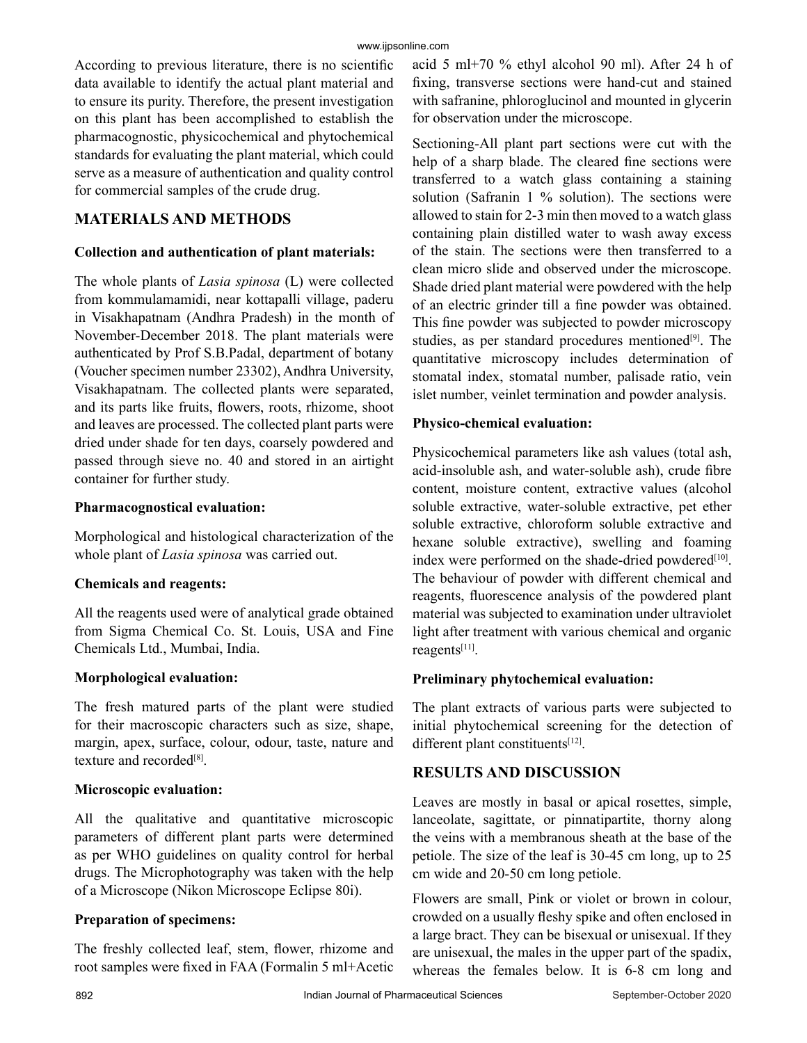According to previous literature, there is no scientific data available to identify the actual plant material and to ensure its purity. Therefore, the present investigation on this plant has been accomplished to establish the pharmacognostic, physicochemical and phytochemical standards for evaluating the plant material, which could serve as a measure of authentication and quality control for commercial samples of the crude drug.

## MATERIALS AND METHODS

### Collection and authentication of plant materials:

The whole plants of *Lasia spinosa* (L) were collected from kommulamamidi, near kottapalli village, paderu in Visakhapatnam (Andhra Pradesh) in the month of November-December 2018. The plant materials were authenticated by Prof S.B.Padal, department of botany (Voucher specimen number 23302), Andhra University, Visakhapatnam. The collected plants were separated, and its parts like fruits, flowers, roots, rhizome, shoot and leaves are processed. The collected plant parts were dried under shade for ten days, coarsely powdered and passed through sieve no. 40 and stored in an airtight container for further study.

### Pharmacognostical evaluation:

Morphological and histological characterization of the whole plant of *Lasia spinosa* was carried out.

### Chemicals and reagents:

All the reagents used were of analytical grade obtained from Sigma Chemical Co. St. Louis, USA and Fine Chemicals Ltd., Mumbai, India.

### Morphological evaluation:

The fresh matured parts of the plant were studied for their macroscopic characters such as size, shape, margin, apex, surface, colour, odour, taste, nature and texture and recorded[8].

### Microscopic evaluation:

All the qualitative and quantitative microscopic parameters of different plant parts were determined as per WHO guidelines on quality control for herbal drugs. The Microphotography was taken with the help of a Microscope (Nikon Microscope Eclipse 80i).

### Preparation of specimens:

The freshly collected leaf, stem, flower, rhizome and root samples were fixed in FAA (Formalin 5 ml+Acetic acid 5 ml+70 % ethyl alcohol 90 ml). After 24 h of fixing, transverse sections were hand-cut and stained with safranine, phloroglucinol and mounted in glycerin for observation under the microscope.

Sectioning-All plant part sections were cut with the help of a sharp blade. The cleared fine sections were transferred to a watch glass containing a staining solution (Safranin 1 % solution). The sections were allowed to stain for 2-3 min then moved to a watch glass containing plain distilled water to wash away excess of the stain. The sections were then transferred to a clean micro slide and observed under the microscope. Shade dried plant material were powdered with the help of an electric grinder till a fine powder was obtained. This fine powder was subjected to powder microscopy studies, as per standard procedures mentioned[9]. The quantitative microscopy includes determination of stomatal index, stomatal number, palisade ratio, vein islet number, veinlet termination and powder analysis.

### Physico-chemical evaluation:

Physicochemical parameters like ash values (total ash, acid-insoluble ash, and water-soluble ash), crude fibre content, moisture content, extractive values (alcohol soluble extractive, water-soluble extractive, pet ether soluble extractive, chloroform soluble extractive and hexane soluble extractive), swelling and foaming index were performed on the shade-dried powdered[10]. The behaviour of powder with different chemical and reagents, fluorescence analysis of the powdered plant material was subjected to examination under ultraviolet light after treatment with various chemical and organic reagents[11].

### Preliminary phytochemical evaluation:

The plant extracts of various parts were subjected to initial phytochemical screening for the detection of different plant constituents[12].

## RESULTS AND DISCUSSION

Leaves are mostly in basal or apical rosettes, simple, lanceolate, sagittate, or pinnatipartite, thorny along the veins with a membranous sheath at the base of the petiole. The size of the leaf is 30-45 cm long, up to 25 cm wide and 20-50 cm long petiole.

Flowers are small, Pink or violet or brown in colour, crowded on a usually fleshy spike and often enclosed in a large bract. They can be bisexual or unisexual. If they are unisexual, the males in the upper part of the spadix, whereas the females below. It is 6-8 cm long and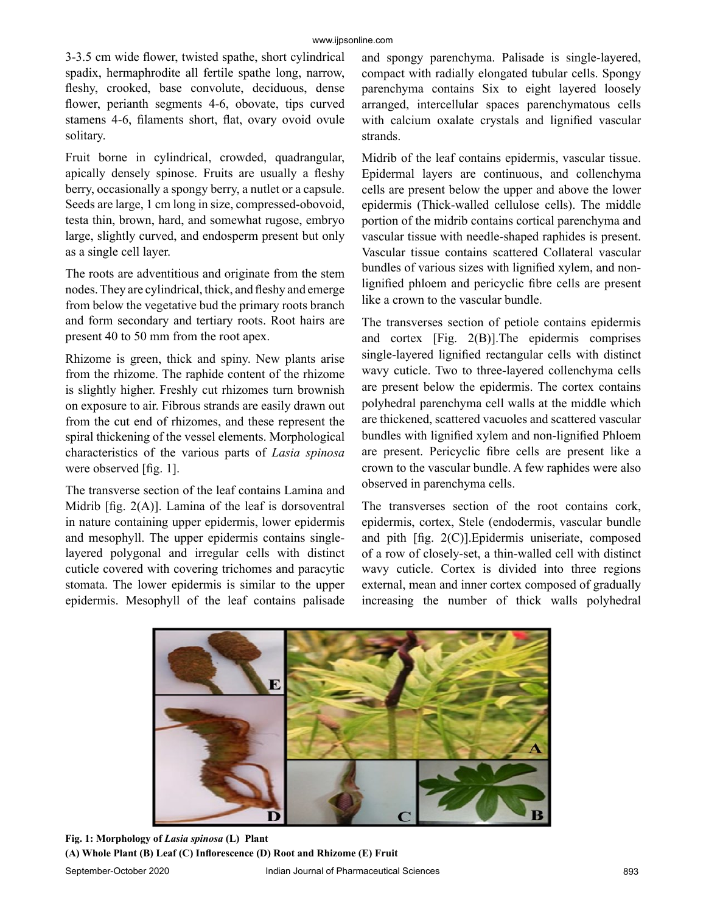3-3.5 cm wide flower, twisted spathe, short cylindrical spadix, hermaphrodite all fertile spathe long, narrow, fleshy, crooked, base convolute, deciduous, dense flower, perianth segments 4-6, obovate, tips curved stamens 4-6, filaments short, flat, ovary ovoid ovule solitary.

Fruit borne in cylindrical, crowded, quadrangular, apically densely spinose. Fruits are usually a fleshy berry, occasionally a spongy berry, a nutlet or a capsule. Seeds are large, 1 cm long in size, compressed-obovoid, testa thin, brown, hard, and somewhat rugose, embryo large, slightly curved, and endosperm present but only as a single cell layer.

The roots are adventitious and originate from the stem nodes. They are cylindrical, thick, and fleshy and emerge from below the vegetative bud the primary roots branch and form secondary and tertiary roots. Root hairs are present 40 to 50 mm from the root apex.

Rhizome is green, thick and spiny. New plants arise from the rhizome. The raphide content of the rhizome is slightly higher. Freshly cut rhizomes turn brownish on exposure to air. Fibrous strands are easily drawn out from the cut end of rhizomes, and these represent the spiral thickening of the vessel elements. Morphological characteristics of the various parts of *Lasia spinosa* were observed [fig. 1].

The transverse section of the leaf contains Lamina and Midrib [fig. 2(A)]. Lamina of the leaf is dorsoventral in nature containing upper epidermis, lower epidermis and mesophyll. The upper epidermis contains single-layered polygonal and irregular cells with distinct cuticle covered with covering trichomes and paracytic stomata. The lower epidermis is similar to the upper epidermis. Mesophyll of the leaf contains palisade and spongy parenchyma. Palisade is single-layered, compact with radially elongated tubular cells. Spongy parenchyma contains Six to eight layered loosely arranged, intercellular spaces parenchymatous cells with calcium oxalate crystals and lignified vascular strands.

Midrib of the leaf contains epidermis, vascular tissue. Epidermal layers are continuous, and collenchyma cells are present below the upper and above the lower epidermis (Thick-walled cellulose cells). The middle portion of the midrib contains cortical parenchyma and vascular tissue with needle-shaped raphides is present. Vascular tissue contains scattered Collateral vascular bundles of various sizes with lignified xylem, and non-lignified phloem and pericyclic fibre cells are present like a crown to the vascular bundle.

The transverses section of petiole contains epidermis and cortex [Fig. 2(B)].The epidermis comprises single-layered lignified rectangular cells with distinct wavy cuticle. Two to three-layered collenchyma cells are present below the epidermis. The cortex contains polyhedral parenchyma cell walls at the middle which are thickened, scattered vacuoles and scattered vascular bundles with lignified xylem and non-lignified Phloem are present. Pericyclic fibre cells are present like a crown to the vascular bundle. A few raphides were also observed in parenchyma cells.

The transverses section of the root contains cork, epidermis, cortex, Stele (endodermis, vascular bundle and pith [fig. 2(C)].Epidermis uniseriate, composed of a row of closely-set, a thin-walled cell with distinct wavy cuticle. Cortex is divided into three regions external, mean and inner cortex composed of gradually increasing the number of thick walls polyhedral

**Fig. 1: Morphology of *Lasia spinosa* (L) Plant**
**(A) Whole Plant (B) Leaf (C) Inflorescence (D) Root and Rhizome (E) Fruit**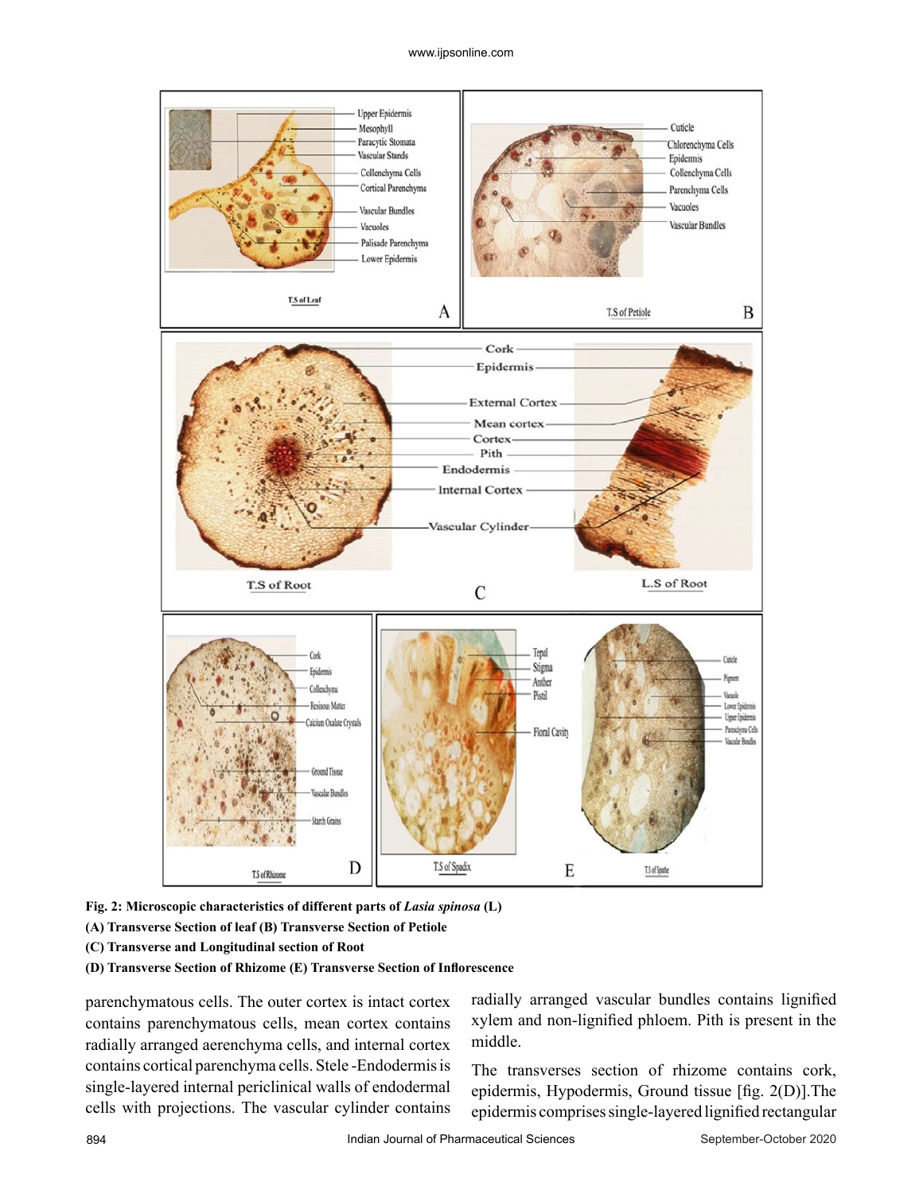**Fig. 2: Microscopic characteristics of different parts of *Lasia spinosa* (L)**
**(A) Transverse Section of leaf (B) Transverse Section of Petiole**
**(C) Transverse and Longitudinal section of Root**
**(D) Transverse Section of Rhizome (E) Transverse Section of Inflorescence**

parenchymatous cells. The outer cortex is intact cortex contains parenchymatous cells, mean cortex contains radially arranged aerenchyma cells, and internal cortex contains cortical parenchyma cells. Stele -Endodermis is single-layered internal periclinical walls of endodermal cells with projections. The vascular cylinder contains radially arranged vascular bundles contains lignified xylem and non-lignified phloem. Pith is present in the middle.

The transverses section of rhizome contains cork, epidermis, Hypodermis, Ground tissue [fig. 2(D)].The epidermis comprises single-layered lignified rectangular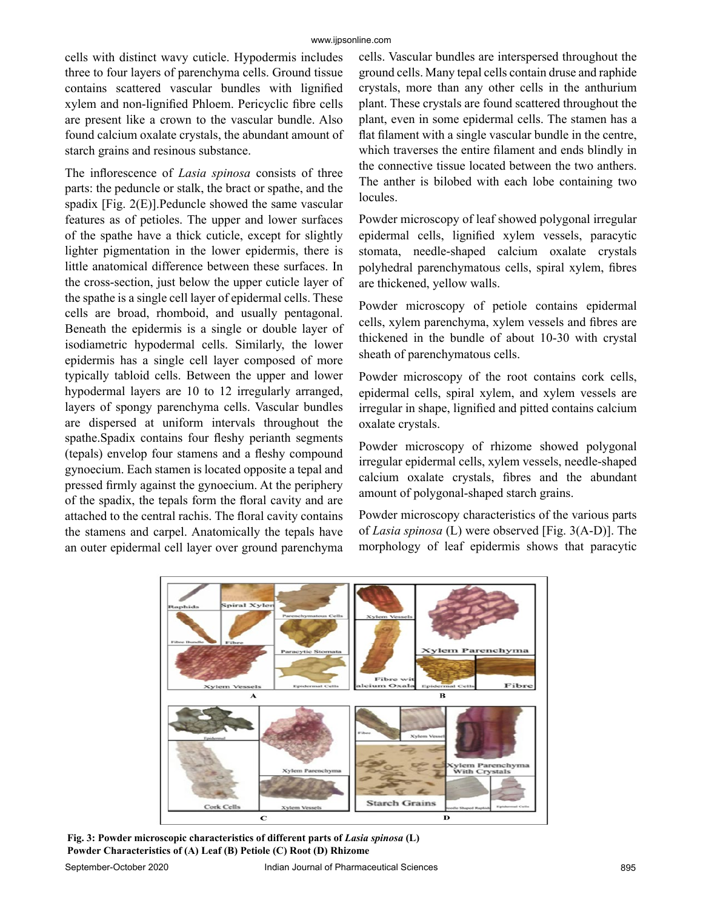cells with distinct wavy cuticle. Hypodermis includes three to four layers of parenchyma cells. Ground tissue contains scattered vascular bundles with lignified xylem and non-lignified Phloem. Pericyclic fibre cells are present like a crown to the vascular bundle. Also found calcium oxalate crystals, the abundant amount of starch grains and resinous substance.

The inflorescence of *Lasia spinosa* consists of three parts: the peduncle or stalk, the bract or spathe, and the spadix [Fig. 2(E)].Peduncle showed the same vascular features as of petioles. The upper and lower surfaces of the spathe have a thick cuticle, except for slightly lighter pigmentation in the lower epidermis, there is little anatomical difference between these surfaces. In the cross-section, just below the upper cuticle layer of the spathe is a single cell layer of epidermal cells. These cells are broad, rhomboid, and usually pentagonal. Beneath the epidermis is a single or double layer of isodiametric hypodermal cells. Similarly, the lower epidermis has a single cell layer composed of more typically tabloid cells. Between the upper and lower hypodermal layers are 10 to 12 irregularly arranged, layers of spongy parenchyma cells. Vascular bundles are dispersed at uniform intervals throughout the spathe.Spadix contains four fleshy perianth segments (tepals) envelop four stamens and a fleshy compound gynoecium. Each stamen is located opposite a tepal and pressed firmly against the gynoecium. At the periphery of the spadix, the tepals form the floral cavity and are attached to the central rachis. The floral cavity contains the stamens and carpel. Anatomically the tepals have an outer epidermal cell layer over ground parenchyma cells. Vascular bundles are interspersed throughout the ground cells. Many tepal cells contain druse and raphide crystals, more than any other cells in the anthurium plant. These crystals are found scattered throughout the plant, even in some epidermal cells. The stamen has a flat filament with a single vascular bundle in the centre, which traverses the entire filament and ends blindly in the connective tissue located between the two anthers. The anther is bilobed with each lobe containing two locules.

Powder microscopy of leaf showed polygonal irregular epidermal cells, lignified xylem vessels, paracytic stomata, needle-shaped calcium oxalate crystals polyhedral parenchymatous cells, spiral xylem, fibres are thickened, yellow walls.

Powder microscopy of petiole contains epidermal cells, xylem parenchyma, xylem vessels and fibres are thickened in the bundle of about 10-30 with crystal sheath of parenchymatous cells.

Powder microscopy of the root contains cork cells, epidermal cells, spiral xylem, and xylem vessels are irregular in shape, lignified and pitted contains calcium oxalate crystals.

Powder microscopy of rhizome showed polygonal irregular epidermal cells, xylem vessels, needle-shaped calcium oxalate crystals, fibres and the abundant amount of polygonal-shaped starch grains.

Powder microscopy characteristics of the various parts of *Lasia spinosa* (L) were observed [Fig. 3(A-D)]. The morphology of leaf epidermis shows that paracytic

**Fig. 3: Powder microscopic characteristics of different parts of *Lasia spinosa* (L) Powder Characteristics of (A) Leaf (B) Petiole (C) Root (D) Rhizome**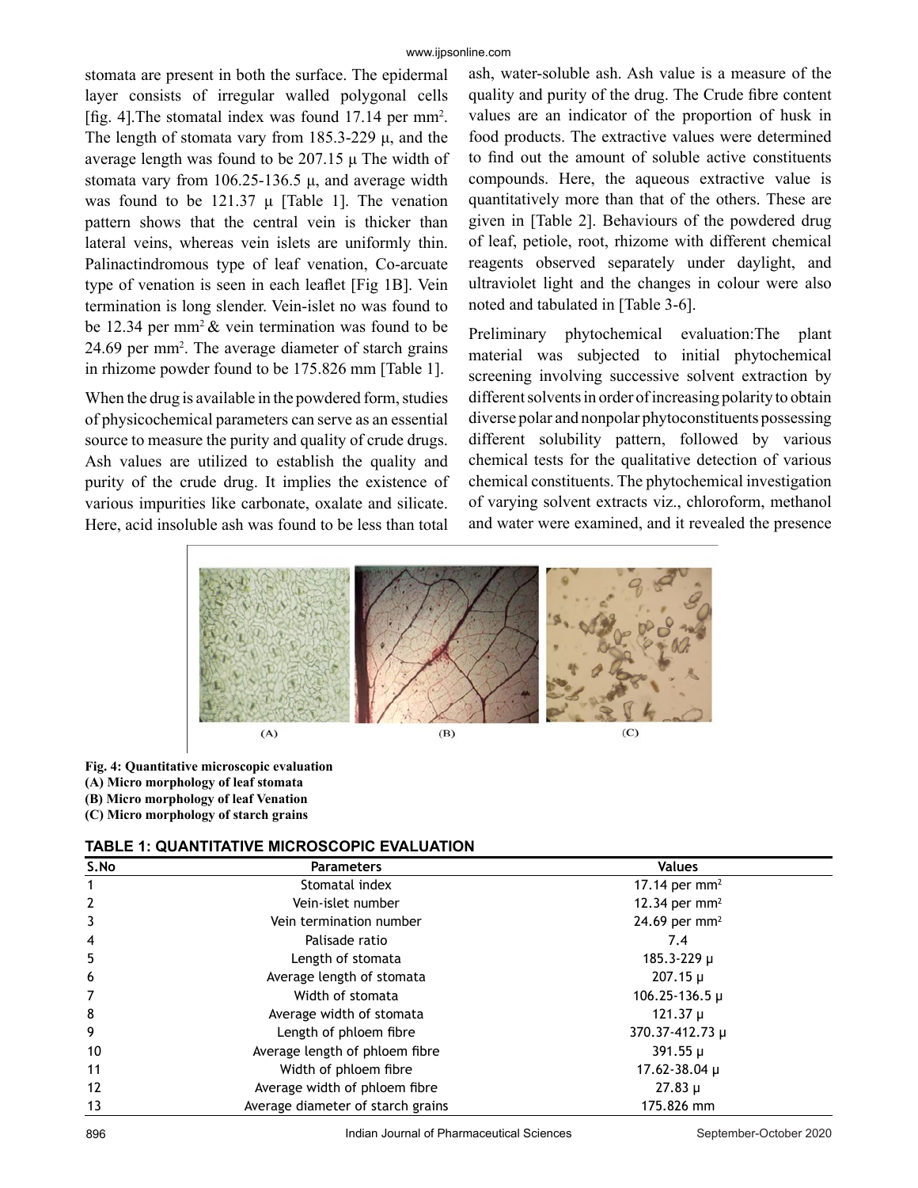stomata are present in both the surface. The epidermal layer consists of irregular walled polygonal cells [fig. 4].The stomatal index was found 17.14 per mm$^2$. The length of stomata vary from 185.3-229 μ, and the average length was found to be 207.15 μ The width of stomata vary from 106.25-136.5 μ, and average width was found to be 121.37 μ [Table 1]. The venation pattern shows that the central vein is thicker than lateral veins, whereas vein islets are uniformly thin. Palinactindromous type of leaf venation, Co-arcuate type of venation is seen in each leaflet [Fig 1B]. Vein termination is long slender. Vein-islet no was found to be 12.34 per mm$^2$ & vein termination was found to be 24.69 per mm$^2$. The average diameter of starch grains in rhizome powder found to be 175.826 mm [Table 1].

When the drug is available in the powdered form, studies of physicochemical parameters can serve as an essential source to measure the purity and quality of crude drugs. Ash values are utilized to establish the quality and purity of the crude drug. It implies the existence of various impurities like carbonate, oxalate and silicate. Here, acid insoluble ash was found to be less than total ash, water-soluble ash. Ash value is a measure of the quality and purity of the drug. The Crude fibre content values are an indicator of the proportion of husk in food products. The extractive values were determined to find out the amount of soluble active constituents compounds. Here, the aqueous extractive value is quantitatively more than that of the others. These are given in [Table 2]. Behaviours of the powdered drug of leaf, petiole, root, rhizome with different chemical reagents observed separately under daylight, and ultraviolet light and the changes in colour were also noted and tabulated in [Table 3-6].

Preliminary phytochemical evaluation:The plant material was subjected to initial phytochemical screening involving successive solvent extraction by different solvents in order of increasing polarity to obtain diverse polar and nonpolar phytoconstituents possessing different solubility pattern, followed by various chemical tests for the qualitative detection of various chemical constituents. The phytochemical investigation of varying solvent extracts viz., chloroform, methanol and water were examined, and it revealed the presence

(A) (B) (C)

**Fig. 4: Quantitative microscopic evaluation**
**(A) Micro morphology of leaf stomata**
**(B) Micro morphology of leaf Venation**
**(C) Micro morphology of starch grains**

**TABLE 1: QUANTITATIVE MICROSCOPIC EVALUATION**

| S.No | Parameters | Values |
|---|---|---|
| 1 | Stomatal index | 17.14 per mm$^2$ |
| 2 | Vein-islet number | 12.34 per mm$^2$ |
| 3 | Vein termination number | 24.69 per mm$^2$ |
| 4 | Palisade ratio | 7.4 |
| 5 | Length of stomata | 185.3-229 μ |
| 6 | Average length of stomata | 207.15 μ |
| 7 | Width of stomata | 106.25-136.5 μ |
| 8 | Average width of stomata | 121.37 μ |
| 9 | Length of phloem fibre | 370.37-412.73 μ |
| 10 | Average length of phloem fibre | 391.55 μ |
| 11 | Width of phloem fibre | 17.62-38.04 μ |
| 12 | Average width of phloem fibre | 27.83 μ |
| 13 | Average diameter of starch grains | 175.826 mm |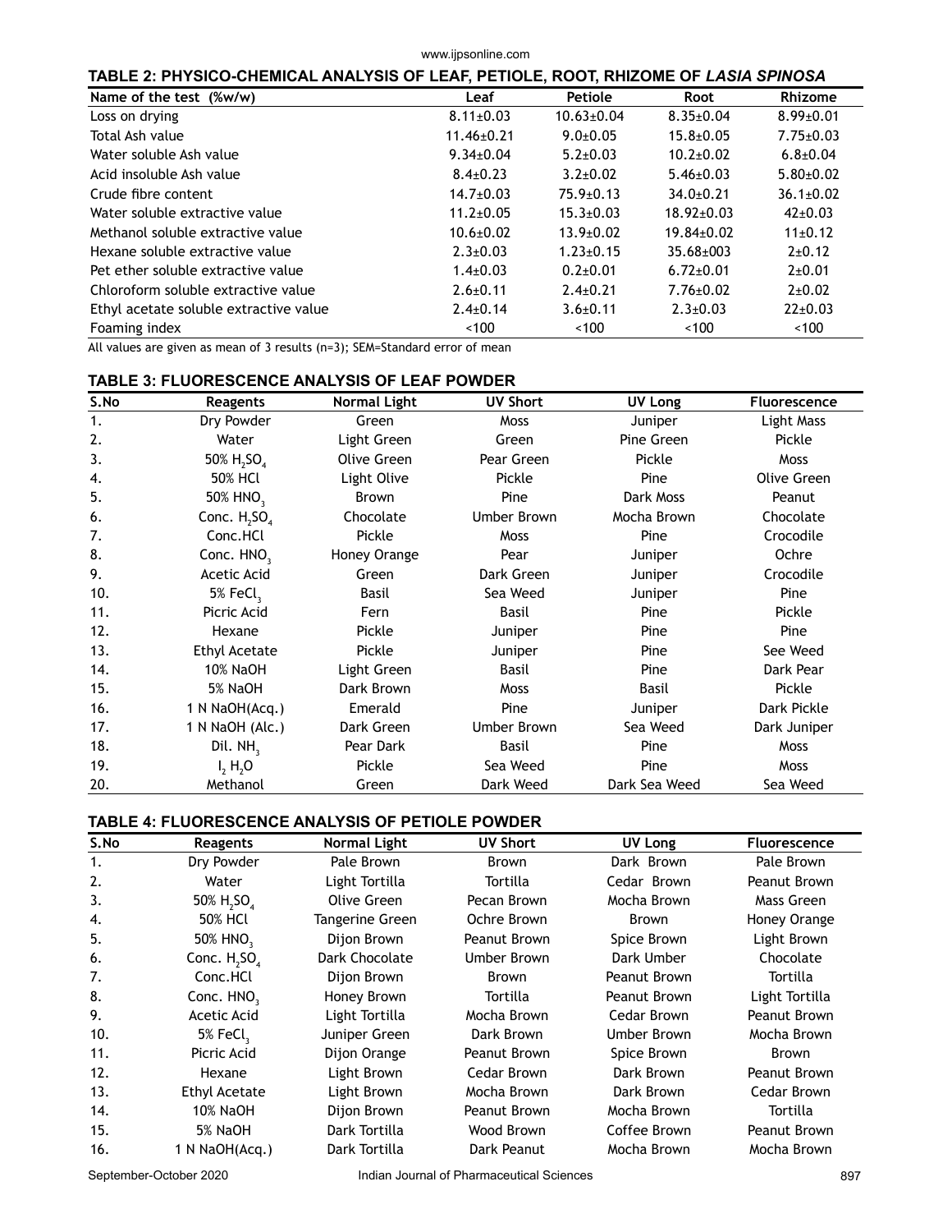**TABLE 2: PHYSICO-CHEMICAL ANALYSIS OF LEAF, PETIOLE, ROOT, RHIZOME OF *LASIA SPINOSA***

| Name of the test (%w/w) | Leaf | Petiole | Root | Rhizome |
|---|---|---|---|---|
| Loss on drying | 8.11±0.03 | 10.63±0.04 | 8.35±0.04 | 8.99±0.01 |
| Total Ash value | 11.46±0.21 | 9.0±0.05 | 15.8±0.05 | 7.75±0.03 |
| Water soluble Ash value | 9.34±0.04 | 5.2±0.03 | 10.2±0.02 | 6.8±0.04 |
| Acid insoluble Ash value | 8.4±0.23 | 3.2±0.02 | 5.46±0.03 | 5.80±0.02 |
| Crude fibre content | 14.7±0.03 | 75.9±0.13 | 34.0±0.21 | 36.1±0.02 |
| Water soluble extractive value | 11.2±0.05 | 15.3±0.03 | 18.92±0.03 | 42±0.03 |
| Methanol soluble extractive value | 10.6±0.02 | 13.9±0.02 | 19.84±0.02 | 11±0.12 |
| Hexane soluble extractive value | 2.3±0.03 | 1.23±0.15 | 35.68±003 | 2±0.12 |
| Pet ether soluble extractive value | 1.4±0.03 | 0.2±0.01 | 6.72±0.01 | 2±0.01 |
| Chloroform soluble extractive value | 2.6±0.11 | 2.4±0.21 | 7.76±0.02 | 2±0.02 |
| Ethyl acetate soluble extractive value | 2.4±0.14 | 3.6±0.11 | 2.3±0.03 | 22±0.03 |
| Foaming index | <100 | <100 | <100 | <100 |

All values are given as mean of 3 results (n=3); SEM=Standard error of mean

**TABLE 3: FLUORESCENCE ANALYSIS OF LEAF POWDER**

| S.No | Reagents | Normal Light | UV Short | UV Long | Fluorescence |
|---|---|---|---|---|---|
| 1. | Dry Powder | Green | Moss | Juniper | Light Mass |
| 2. | Water | Light Green | Green | Pine Green | Pickle |
| 3. | 50% $H_2SO_4$ | Olive Green | Pear Green | Pickle | Moss |
| 4. | 50% HCl | Light Olive | Pickle | Pine | Olive Green |
| 5. | 50% $HNO_3$ | Brown | Pine | Dark Moss | Peanut |
| 6. | Conc. $H_2SO_4$ | Chocolate | Umber Brown | Mocha Brown | Chocolate |
| 7. | Conc.HCl | Pickle | Moss | Pine | Crocodile |
| 8. | Conc. $HNO_3$ | Honey Orange | Pear | Juniper | Ochre |
| 9. | Acetic Acid | Green | Dark Green | Juniper | Crocodile |
| 10. | 5% $FeCl_3$ | Basil | Sea Weed | Juniper | Pine |
| 11. | Picric Acid | Fern | Basil | Pine | Pickle |
| 12. | Hexane | Pickle | Juniper | Pine | Pine |
| 13. | Ethyl Acetate | Pickle | Juniper | Pine | See Weed |
| 14. | 10% NaOH | Light Green | Basil | Pine | Dark Pear |
| 15. | 5% NaOH | Dark Brown | Moss | Basil | Pickle |
| 16. | 1 N NaOH(Acq.) | Emerald | Pine | Juniper | Dark Pickle |
| 17. | 1 N NaOH (Alc.) | Dark Green | Umber Brown | Sea Weed | Dark Juniper |
| 18. | Dil. $NH_3$ | Pear Dark | Basil | Pine | Moss |
| 19. | $I_2$ $H_2O$ | Pickle | Sea Weed | Pine | Moss |
| 20. | Methanol | Green | Dark Weed | Dark Sea Weed | Sea Weed |

**TABLE 4: FLUORESCENCE ANALYSIS OF PETIOLE POWDER**

| S.No | Reagents | Normal Light | UV Short | UV Long | Fluorescence |
|---|---|---|---|---|---|
| 1. | Dry Powder | Pale Brown | Brown | Dark Brown | Pale Brown |
| 2. | Water | Light Tortilla | Tortilla | Cedar Brown | Peanut Brown |
| 3. | 50% $H_2SO_4$ | Olive Green | Pecan Brown | Mocha Brown | Mass Green |
| 4. | 50% HCl | Tangerine Green | Ochre Brown | Brown | Honey Orange |
| 5. | 50% $HNO_3$ | Dijon Brown | Peanut Brown | Spice Brown | Light Brown |
| 6. | Conc. $H_2SO_4$ | Dark Chocolate | Umber Brown | Dark Umber | Chocolate |
| 7. | Conc.HCl | Dijon Brown | Brown | Peanut Brown | Tortilla |
| 8. | Conc. $HNO_3$ | Honey Brown | Tortilla | Peanut Brown | Light Tortilla |
| 9. | Acetic Acid | Light Tortilla | Mocha Brown | Cedar Brown | Peanut Brown |
| 10. | 5% $FeCl_3$ | Juniper Green | Dark Brown | Umber Brown | Mocha Brown |
| 11. | Picric Acid | Dijon Orange | Peanut Brown | Spice Brown | Brown |
| 12. | Hexane | Light Brown | Cedar Brown | Dark Brown | Peanut Brown |
| 13. | Ethyl Acetate | Light Brown | Mocha Brown | Dark Brown | Cedar Brown |
| 14. | 10% NaOH | Dijon Brown | Peanut Brown | Mocha Brown | Tortilla |
| 15. | 5% NaOH | Dark Tortilla | Wood Brown | Coffee Brown | Peanut Brown |
| 16. | 1 N NaOH(Acq.) | Dark Tortilla | Dark Peanut | Mocha Brown | Mocha Brown |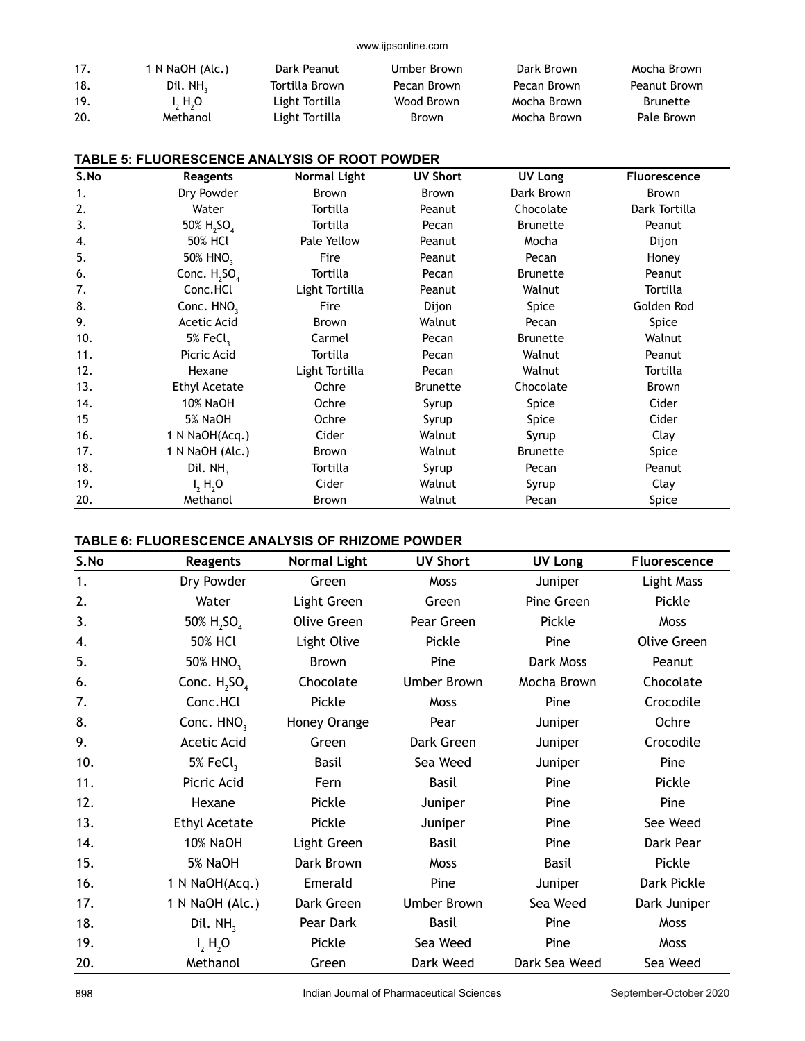| 17. | 1 N NaOH (Alc.) | Dark Peanut | Umber Brown | Dark Brown | Mocha Brown |
|---|---|---|---|---|---|
| 18. | Dil. $NH_3$ | Tortilla Brown | Pecan Brown | Pecan Brown | Peanut Brown |
| 19. | $I_2$ $H_2O$ | Light Tortilla | Wood Brown | Mocha Brown | Brunette |
| 20. | Methanol | Light Tortilla | Brown | Mocha Brown | Pale Brown |

**TABLE 5: FLUORESCENCE ANALYSIS OF ROOT POWDER**

| S.No | Reagents | Normal Light | UV Short | UV Long | Fluorescence |
|---|---|---|---|---|---|
| 1. | Dry Powder | Brown | Brown | Dark Brown | Brown |
| 2. | Water | Tortilla | Peanut | Chocolate | Dark Tortilla |
| 3. | 50% $H_2SO_4$ | Tortilla | Pecan | Brunette | Peanut |
| 4. | 50% HCl | Pale Yellow | Peanut | Mocha | Dijon |
| 5. | 50% $HNO_3$ | Fire | Peanut | Pecan | Honey |
| 6. | Conc. $H_2SO_4$ | Tortilla | Pecan | Brunette | Peanut |
| 7. | Conc.HCl | Light Tortilla | Peanut | Walnut | Tortilla |
| 8. | Conc. $HNO_3$ | Fire | Dijon | Spice | Golden Rod |
| 9. | Acetic Acid | Brown | Walnut | Pecan | Spice |
| 10. | 5% $FeCl_3$ | Carmel | Pecan | Brunette | Walnut |
| 11. | Picric Acid | Tortilla | Pecan | Walnut | Peanut |
| 12. | Hexane | Light Tortilla | Pecan | Walnut | Tortilla |
| 13. | Ethyl Acetate | Ochre | Brunette | Chocolate | Brown |
| 14. | 10% NaOH | Ochre | Syrup | Spice | Cider |
| 15 | 5% NaOH | Ochre | Syrup | Spice | Cider |
| 16. | 1 N NaOH(Acq.) | Cider | Walnut | Syrup | Clay |
| 17. | 1 N NaOH (Alc.) | Brown | Walnut | Brunette | Spice |
| 18. | Dil. $NH_3$ | Tortilla | Syrup | Pecan | Peanut |
| 19. | $I_2$ $H_2O$ | Cider | Walnut | Syrup | Clay |
| 20. | Methanol | Brown | Walnut | Pecan | Spice |

**TABLE 6: FLUORESCENCE ANALYSIS OF RHIZOME POWDER**

| S.No | Reagents | Normal Light | UV Short | UV Long | Fluorescence |
|---|---|---|---|---|---|
| 1. | Dry Powder | Green | Moss | Juniper | Light Mass |
| 2. | Water | Light Green | Green | Pine Green | Pickle |
| 3. | 50% $H_2SO_4$ | Olive Green | Pear Green | Pickle | Moss |
| 4. | 50% HCl | Light Olive | Pickle | Pine | Olive Green |
| 5. | 50% $HNO_3$ | Brown | Pine | Dark Moss | Peanut |
| 6. | Conc. $H_2SO_4$ | Chocolate | Umber Brown | Mocha Brown | Chocolate |
| 7. | Conc.HCl | Pickle | Moss | Pine | Crocodile |
| 8. | Conc. $HNO_3$ | Honey Orange | Pear | Juniper | Ochre |
| 9. | Acetic Acid | Green | Dark Green | Juniper | Crocodile |
| 10. | 5% $FeCl_3$ | Basil | Sea Weed | Juniper | Pine |
| 11. | Picric Acid | Fern | Basil | Pine | Pickle |
| 12. | Hexane | Pickle | Juniper | Pine | Pine |
| 13. | Ethyl Acetate | Pickle | Juniper | Pine | See Weed |
| 14. | 10% NaOH | Light Green | Basil | Pine | Dark Pear |
| 15. | 5% NaOH | Dark Brown | Moss | Basil | Pickle |
| 16. | 1 N NaOH(Acq.) | Emerald | Pine | Juniper | Dark Pickle |
| 17. | 1 N NaOH (Alc.) | Dark Green | Umber Brown | Sea Weed | Dark Juniper |
| 18. | Dil. $NH_3$ | Pear Dark | Basil | Pine | Moss |
| 19. | $I_2$ $H_2O$ | Pickle | Sea Weed | Pine | Moss |
| 20. | Methanol | Green | Dark Weed | Dark Sea Weed | Sea Weed |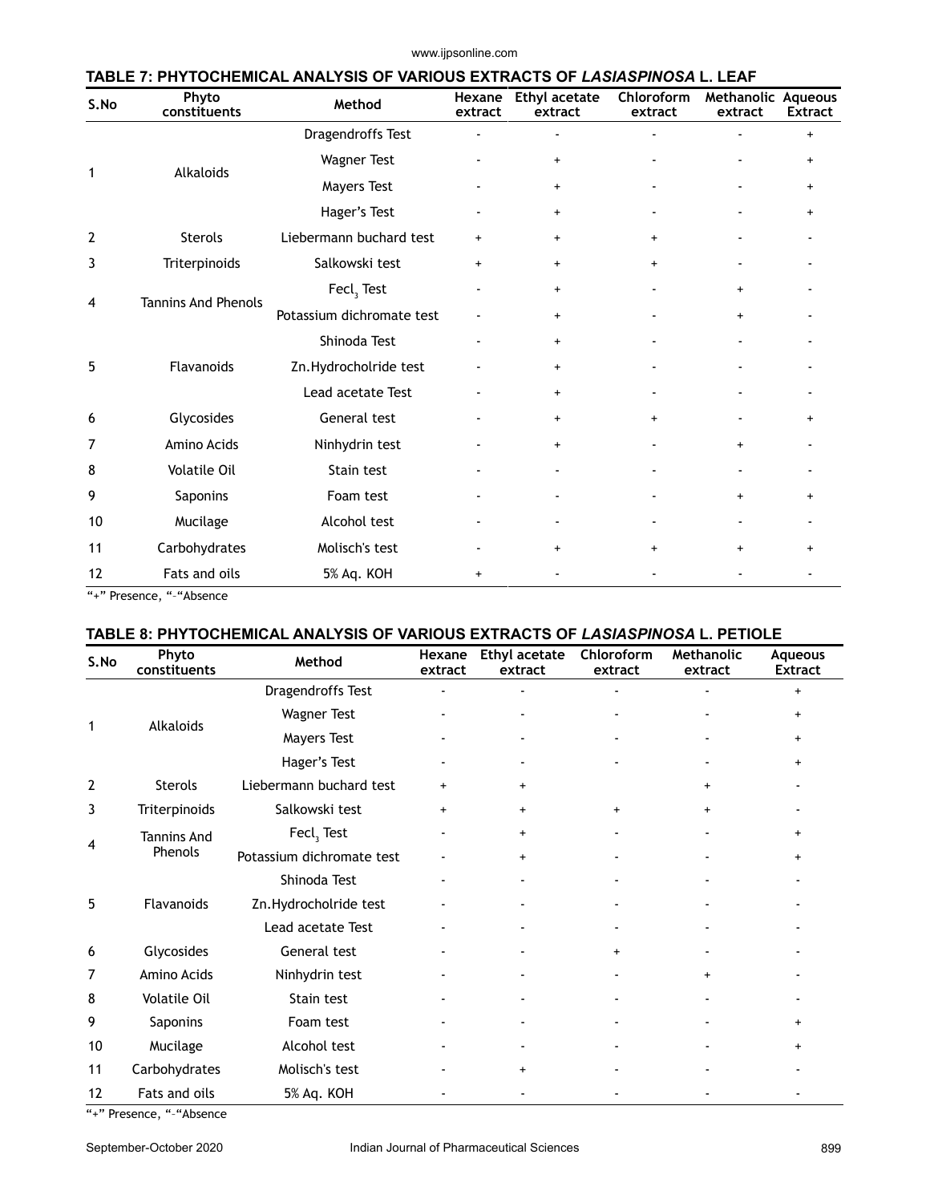### TABLE 7: PHYTOCHEMICAL ANALYSIS OF VARIOUS EXTRACTS OF *LASIASPINOSA* L. LEAF

| S.No | Phyto constituents | Method | Hexane extract | Ethyl acetate extract | Chloroform extract | Methanolic extract | Aqueous Extract |
|---|---|---|---|---|---|---|---|
| 1 | Alkaloids | Dragendroffs Test | - | - | - | - | + |
| | | Wagner Test | - | + | - | - | + |
| | | Mayers Test | - | + | - | - | + |
| | | Hager's Test | - | + | - | - | + |
| 2 | Sterols | Liebermann buchard test | + | + | + | - | - |
| 3 | Triterpinoids | Salkowski test | + | + | + | - | - |
| 4 | Tannins And Phenols | $Fecl_3$ Test | - | + | - | + | - |
| | | Potassium dichromate test | - | + | - | + | - |
| 5 | Flavanoids | Shinoda Test | - | + | - | - | - |
| | | Zn.Hydrocholride test | - | + | - | - | - |
| | | Lead acetate Test | - | + | - | - | - |
| 6 | Glycosides | General test | - | + | + | - | + |
| 7 | Amino Acids | Ninhydrin test | - | + | - | + | - |
| 8 | Volatile Oil | Stain test | - | - | - | - | - |
| 9 | Saponins | Foam test | - | - | - | + | + |
| 10 | Mucilage | Alcohol test | - | - | - | - | - |
| 11 | Carbohydrates | Molisch's test | - | + | + | + | + |
| 12 | Fats and oils | 5% Aq. KOH | + | - | - | - | - |

"+" Presence, "-"Absence

### TABLE 8: PHYTOCHEMICAL ANALYSIS OF VARIOUS EXTRACTS OF *LASIASPINOSA* L. PETIOLE

| S.No | Phyto constituents | Method | Hexane extract | Ethyl acetate extract | Chloroform extract | Methanolic extract | Aqueous Extract |
|---|---|---|---|---|---|---|---|
| 1 | Alkaloids | Dragendroffs Test | - | - | - | - | + |
| | | Wagner Test | - | - | - | - | + |
| | | Mayers Test | - | - | - | - | + |
| | | Hager's Test | - | - | - | - | + |
| 2 | Sterols | Liebermann buchard test | + | + | | + | - |
| 3 | Triterpinoids | Salkowski test | + | + | + | + | - |
| 4 | Tannins And Phenols | $Fecl_3$ Test | - | + | - | - | + |
| | | Potassium dichromate test | - | + | - | - | + |
| 5 | Flavanoids | Shinoda Test | - | - | - | - | - |
| | | Zn.Hydrocholride test | - | - | - | - | - |
| | | Lead acetate Test | - | - | - | - | - |
| 6 | Glycosides | General test | - | - | + | - | - |
| 7 | Amino Acids | Ninhydrin test | - | - | - | + | - |
| 8 | Volatile Oil | Stain test | - | - | - | - | - |
| 9 | Saponins | Foam test | - | - | - | - | + |
| 10 | Mucilage | Alcohol test | - | - | - | - | + |
| 11 | Carbohydrates | Molisch's test | - | + | - | - | - |
| 12 | Fats and oils | 5% Aq. KOH | - | - | - | - | - |

"+" Presence, "-"Absence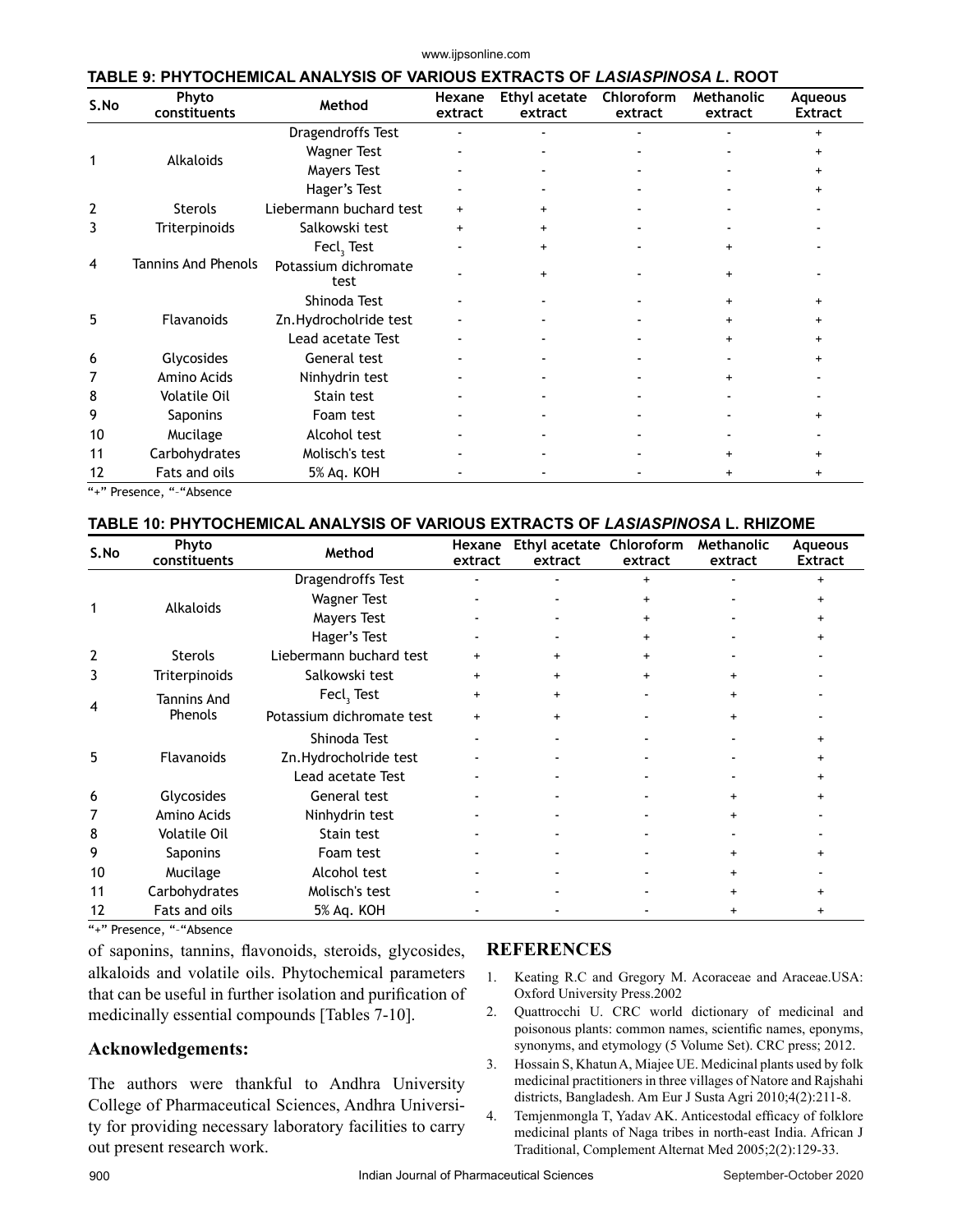**TABLE 9: PHYTOCHEMICAL ANALYSIS OF VARIOUS EXTRACTS OF *LASIASPINOSA L.* ROOT**

| S.No | Phyto constituents | Method | Hexane extract | Ethyl acetate extract | Chloroform extract | Methanolic extract | Aqueous Extract |
|---|---|---|---|---|---|---|---|
| 1 | Alkaloids | Dragendroffs Test | - | - | - | - | + |
| | | Wagner Test | - | - | - | - | + |
| | | Mayers Test | - | - | - | - | + |
| | | Hager's Test | - | - | - | - | + |
| 2 | Sterols | Liebermann buchard test | + | + | - | - | - |
| 3 | Triterpinoids | Salkowski test | + | + | - | - | - |
| 4 | Tannins And Phenols | $Fecl_3$ Test | - | + | - | + | - |
| | | Potassium dichromate test | - | + | - | + | - |
| 5 | Flavanoids | Shinoda Test | - | - | - | + | + |
| | | Zn.Hydrocholride test | - | - | - | + | + |
| | | Lead acetate Test | - | - | - | + | + |
| 6 | Glycosides | General test | - | - | - | - | + |
| 7 | Amino Acids | Ninhydrin test | - | - | - | + | - |
| 8 | Volatile Oil | Stain test | - | - | - | - | - |
| 9 | Saponins | Foam test | - | - | - | - | + |
| 10 | Mucilage | Alcohol test | - | - | - | - | - |
| 11 | Carbohydrates | Molisch's test | - | - | - | + | + |
| 12 | Fats and oils | 5% Aq. KOH | - | - | - | + | + |

"+" Presence, "-"Absence

**TABLE 10: PHYTOCHEMICAL ANALYSIS OF VARIOUS EXTRACTS OF *LASIASPINOSA* L. RHIZOME**

| S.No | Phyto constituents | Method | Hexane extract | Ethyl acetate extract | Chloroform extract | Methanolic extract | Aqueous Extract |
|---|---|---|---|---|---|---|---|
| 1 | Alkaloids | Dragendroffs Test | - | - | + | - | + |
| | | Wagner Test | - | - | + | - | + |
| | | Mayers Test | - | - | + | - | + |
| | | Hager's Test | - | - | + | - | + |
| 2 | Sterols | Liebermann buchard test | + | + | + | - | - |
| 3 | Triterpinoids | Salkowski test | + | + | + | + | - |
| 4 | Tannins And Phenols | $Fecl_3$ Test | + | + | - | + | - |
| | | Potassium dichromate test | + | + | - | + | - |
| 5 | Flavanoids | Shinoda Test | - | - | - | - | + |
| | | Zn.Hydrocholride test | - | - | - | - | + |
| | | Lead acetate Test | - | - | - | - | + |
| 6 | Glycosides | General test | - | - | - | + | + |
| 7 | Amino Acids | Ninhydrin test | - | - | - | + | - |
| 8 | Volatile Oil | Stain test | - | - | - | - | - |
| 9 | Saponins | Foam test | - | - | - | + | + |
| 10 | Mucilage | Alcohol test | - | - | - | + | - |
| 11 | Carbohydrates | Molisch's test | - | - | - | + | + |
| 12 | Fats and oils | 5% Aq. KOH | - | - | - | + | + |

"+" Presence, "-"Absence

of saponins, tannins, flavonoids, steroids, glycosides, alkaloids and volatile oils. Phytochemical parameters that can be useful in further isolation and purification of medicinally essential compounds [Tables 7-10].

## Acknowledgements:

The authors were thankful to Andhra University College of Pharmaceutical Sciences, Andhra University for providing necessary laboratory facilities to carry out present research work.

## REFERENCES

1. Keating R.C and Gregory M. Acoraceae and Araceae.USA: Oxford University Press.2002
2. Quattrocchi U. CRC world dictionary of medicinal and poisonous plants: common names, scientific names, eponyms, synonyms, and etymology (5 Volume Set). CRC press; 2012.
3. Hossain S, Khatun A, Miajee UE. Medicinal plants used by folk medicinal practitioners in three villages of Natore and Rajshahi districts, Bangladesh. Am Eur J Susta Agri 2010;4(2):211-8.
4. Temjenmongla T, Yadav AK. Anticestodal efficacy of folklore medicinal plants of Naga tribes in north-east India. African J Traditional, Complement Alternat Med 2005;2(2):129-33.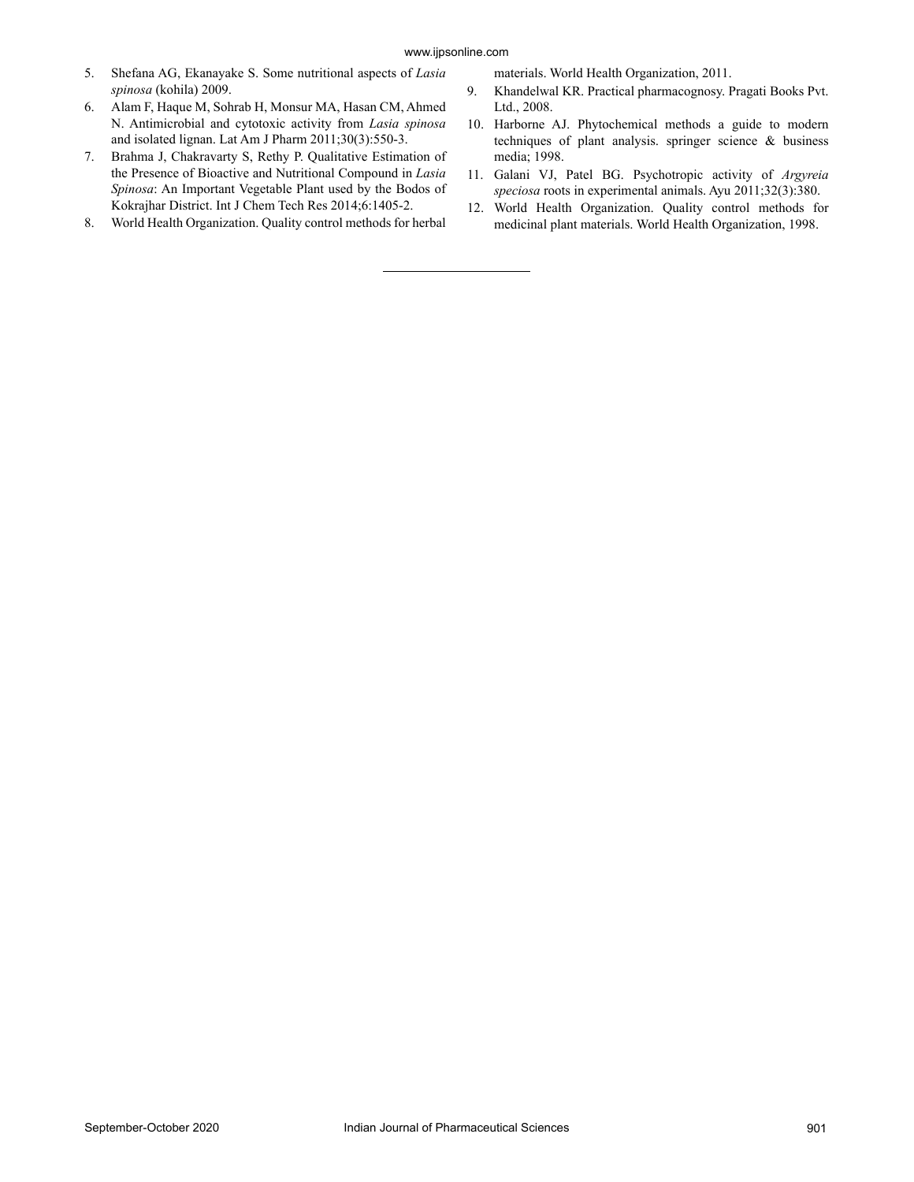5. Shefana AG, Ekanayake S. Some nutritional aspects of *Lasia spinosa* (kohila) 2009.
6. Alam F, Haque M, Sohrab H, Monsur MA, Hasan CM, Ahmed N. Antimicrobial and cytotoxic activity from *Lasia spinosa* and isolated lignan. Lat Am J Pharm 2011;30(3):550-3.
7. Brahma J, Chakravarty S, Rethy P. Qualitative Estimation of the Presence of Bioactive and Nutritional Compound in *Lasia Spinosa*: An Important Vegetable Plant used by the Bodos of Kokrajhar District. Int J Chem Tech Res 2014;6:1405-2.
8. World Health Organization. Quality control methods for herbal materials. World Health Organization, 2011.
9. Khandelwal KR. Practical pharmacognosy. Pragati Books Pvt. Ltd., 2008.
10. Harborne AJ. Phytochemical methods a guide to modern techniques of plant analysis. springer science & business media; 1998.
11. Galani VJ, Patel BG. Psychotropic activity of *Argyreia speciosa* roots in experimental animals. Ayu 2011;32(3):380.
12. World Health Organization. Quality control methods for medicinal plant materials. World Health Organization, 1998.